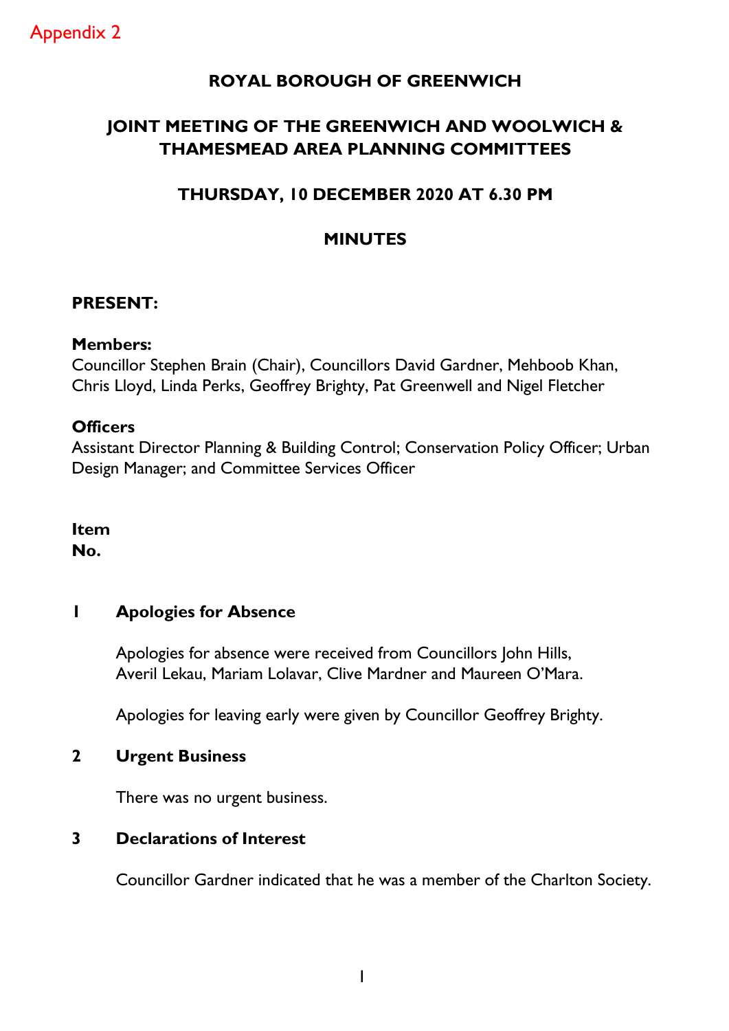Appendix 2

# ROYAL BOROUGH OF GREENWICH

## JOINT MEETING OF THE GREENWICH AND WOOLWICH & THAMESMEAD AREA PLANNING COMMITTEES

## THURSDAY, 10 DECEMBER 2020 AT 6.30 PM

## MINUTES

**PRESENT:**

**Members:**
Councillor Stephen Brain (Chair), Councillors David Gardner, Mehboob Khan, Chris Lloyd, Linda Perks, Geoffrey Brighty, Pat Greenwell and Nigel Fletcher

**Officers**
Assistant Director Planning & Building Control; Conservation Policy Officer; Urban Design Manager; and Committee Services Officer

**Item No.**

### 1 Apologies for Absence

Apologies for absence were received from Councillors John Hills, Averil Lekau, Mariam Lolavar, Clive Mardner and Maureen O'Mara.

Apologies for leaving early were given by Councillor Geoffrey Brighty.

### 2 Urgent Business

There was no urgent business.

### 3 Declarations of Interest

Councillor Gardner indicated that he was a member of the Charlton Society.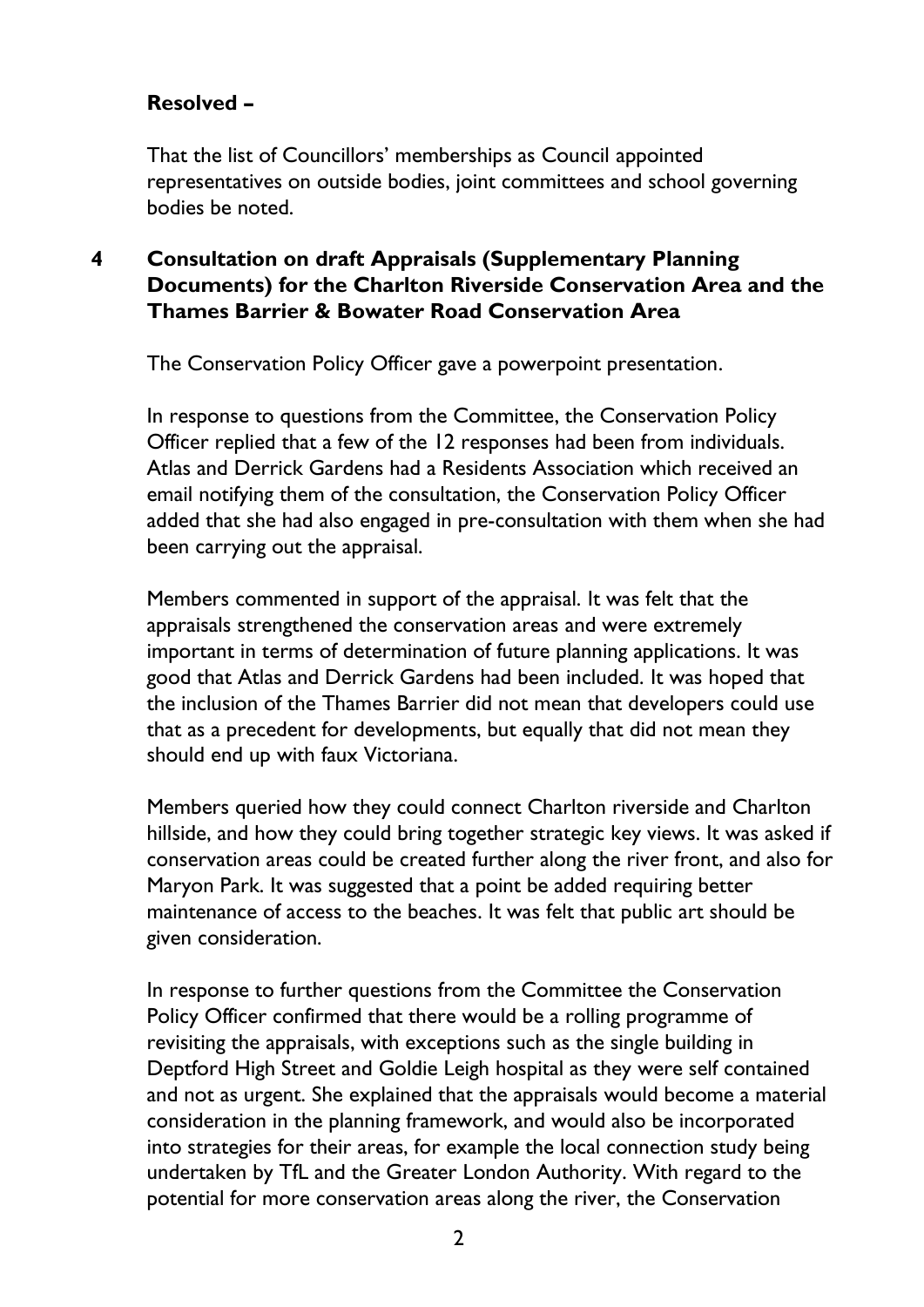**Resolved –**

That the list of Councillors' memberships as Council appointed representatives on outside bodies, joint committees and school governing bodies be noted.

## 4 Consultation on draft Appraisals (Supplementary Planning Documents) for the Charlton Riverside Conservation Area and the Thames Barrier & Bowater Road Conservation Area

The Conservation Policy Officer gave a powerpoint presentation.

In response to questions from the Committee, the Conservation Policy Officer replied that a few of the 12 responses had been from individuals. Atlas and Derrick Gardens had a Residents Association which received an email notifying them of the consultation, the Conservation Policy Officer added that she had also engaged in pre-consultation with them when she had been carrying out the appraisal.

Members commented in support of the appraisal. It was felt that the appraisals strengthened the conservation areas and were extremely important in terms of determination of future planning applications. It was good that Atlas and Derrick Gardens had been included. It was hoped that the inclusion of the Thames Barrier did not mean that developers could use that as a precedent for developments, but equally that did not mean they should end up with faux Victoriana.

Members queried how they could connect Charlton riverside and Charlton hillside, and how they could bring together strategic key views. It was asked if conservation areas could be created further along the river front, and also for Maryon Park. It was suggested that a point be added requiring better maintenance of access to the beaches. It was felt that public art should be given consideration.

In response to further questions from the Committee the Conservation Policy Officer confirmed that there would be a rolling programme of revisiting the appraisals, with exceptions such as the single building in Deptford High Street and Goldie Leigh hospital as they were self contained and not as urgent. She explained that the appraisals would become a material consideration in the planning framework, and would also be incorporated into strategies for their areas, for example the local connection study being undertaken by TfL and the Greater London Authority. With regard to the potential for more conservation areas along the river, the Conservation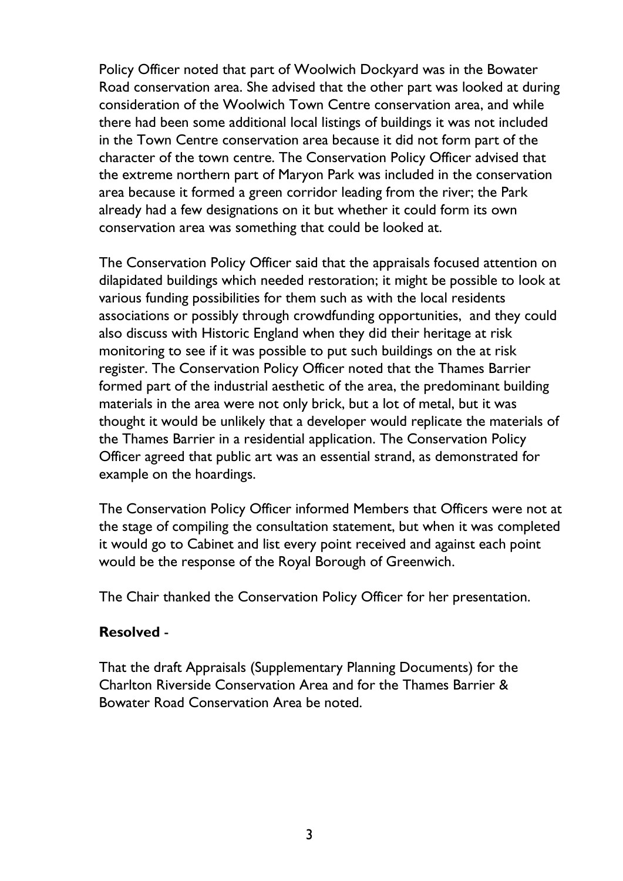Policy Officer noted that part of Woolwich Dockyard was in the Bowater Road conservation area. She advised that the other part was looked at during consideration of the Woolwich Town Centre conservation area, and while there had been some additional local listings of buildings it was not included in the Town Centre conservation area because it did not form part of the character of the town centre. The Conservation Policy Officer advised that the extreme northern part of Maryon Park was included in the conservation area because it formed a green corridor leading from the river; the Park already had a few designations on it but whether it could form its own conservation area was something that could be looked at.

The Conservation Policy Officer said that the appraisals focused attention on dilapidated buildings which needed restoration; it might be possible to look at various funding possibilities for them such as with the local residents associations or possibly through crowdfunding opportunities, and they could also discuss with Historic England when they did their heritage at risk monitoring to see if it was possible to put such buildings on the at risk register. The Conservation Policy Officer noted that the Thames Barrier formed part of the industrial aesthetic of the area, the predominant building materials in the area were not only brick, but a lot of metal, but it was thought it would be unlikely that a developer would replicate the materials of the Thames Barrier in a residential application. The Conservation Policy Officer agreed that public art was an essential strand, as demonstrated for example on the hoardings.

The Conservation Policy Officer informed Members that Officers were not at the stage of compiling the consultation statement, but when it was completed it would go to Cabinet and list every point received and against each point would be the response of the Royal Borough of Greenwich.

The Chair thanked the Conservation Policy Officer for her presentation.

**Resolved** -

That the draft Appraisals (Supplementary Planning Documents) for the Charlton Riverside Conservation Area and for the Thames Barrier & Bowater Road Conservation Area be noted.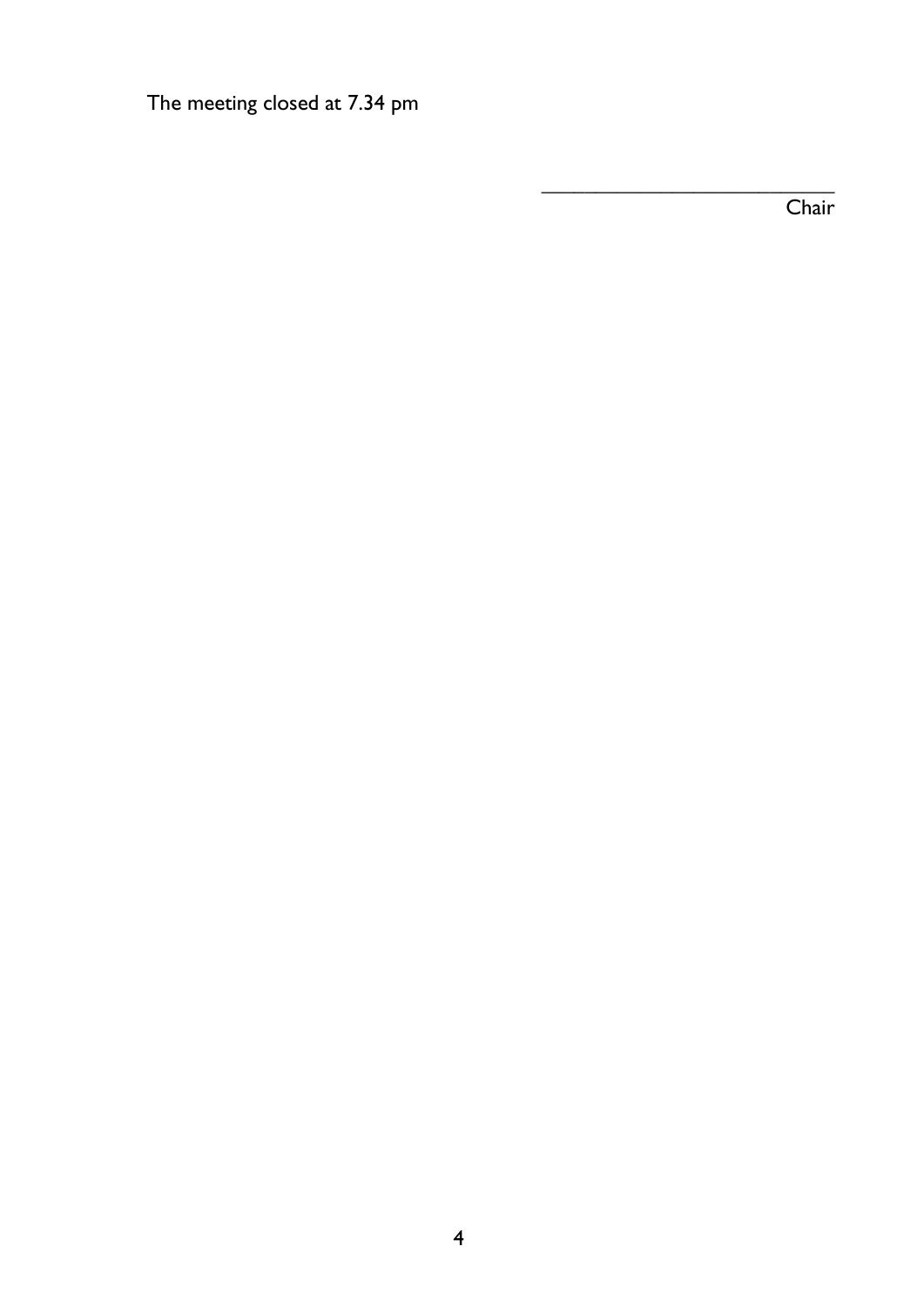The meeting closed at 7.34 pm

\_\_\_\_\_\_\_\_\_\_\_\_\_\_\_\_\_\_\_\_\_\_\_\_\_\_\_

Chair